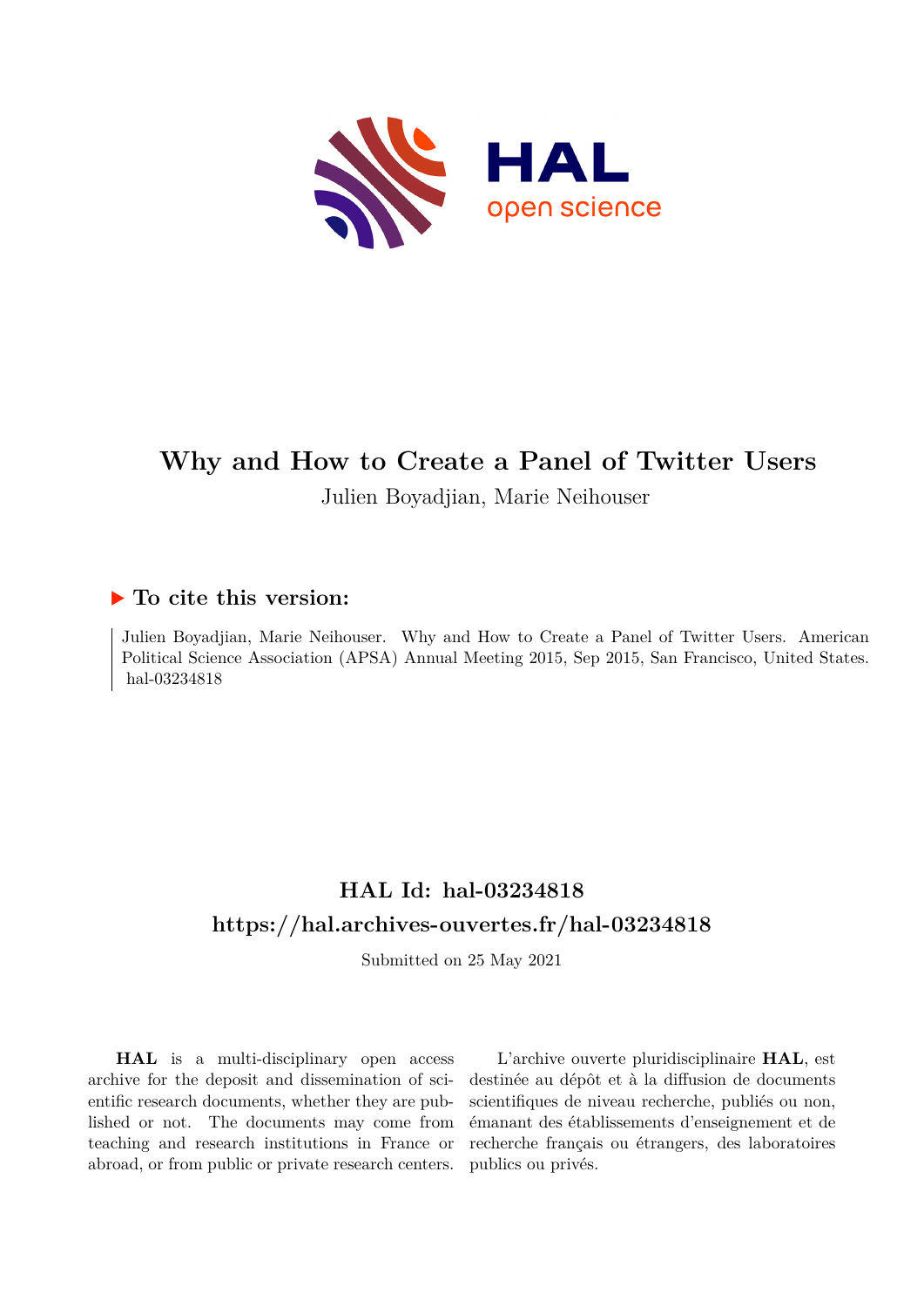# Why and How to Create a Panel of Twitter Users

Julien Boyadjian, Marie Neihouser

## ▶ To cite this version:

Julien Boyadjian, Marie Neihouser. Why and How to Create a Panel of Twitter Users. American Political Science Association (APSA) Annual Meeting 2015, Sep 2015, San Francisco, United States. hal-03234818

## HAL Id: hal-03234818

## https://hal.archives-ouvertes.fr/hal-03234818

Submitted on 25 May 2021

**HAL** is a multi-disciplinary open access archive for the deposit and dissemination of scientific research documents, whether they are published or not. The documents may come from teaching and research institutions in France or abroad, or from public or private research centers.

L'archive ouverte pluridisciplinaire **HAL**, est destinée au dépôt et à la diffusion de documents scientifiques de niveau recherche, publiés ou non, émanant des établissements d'enseignement et de recherche français ou étrangers, des laboratoires publics ou privés.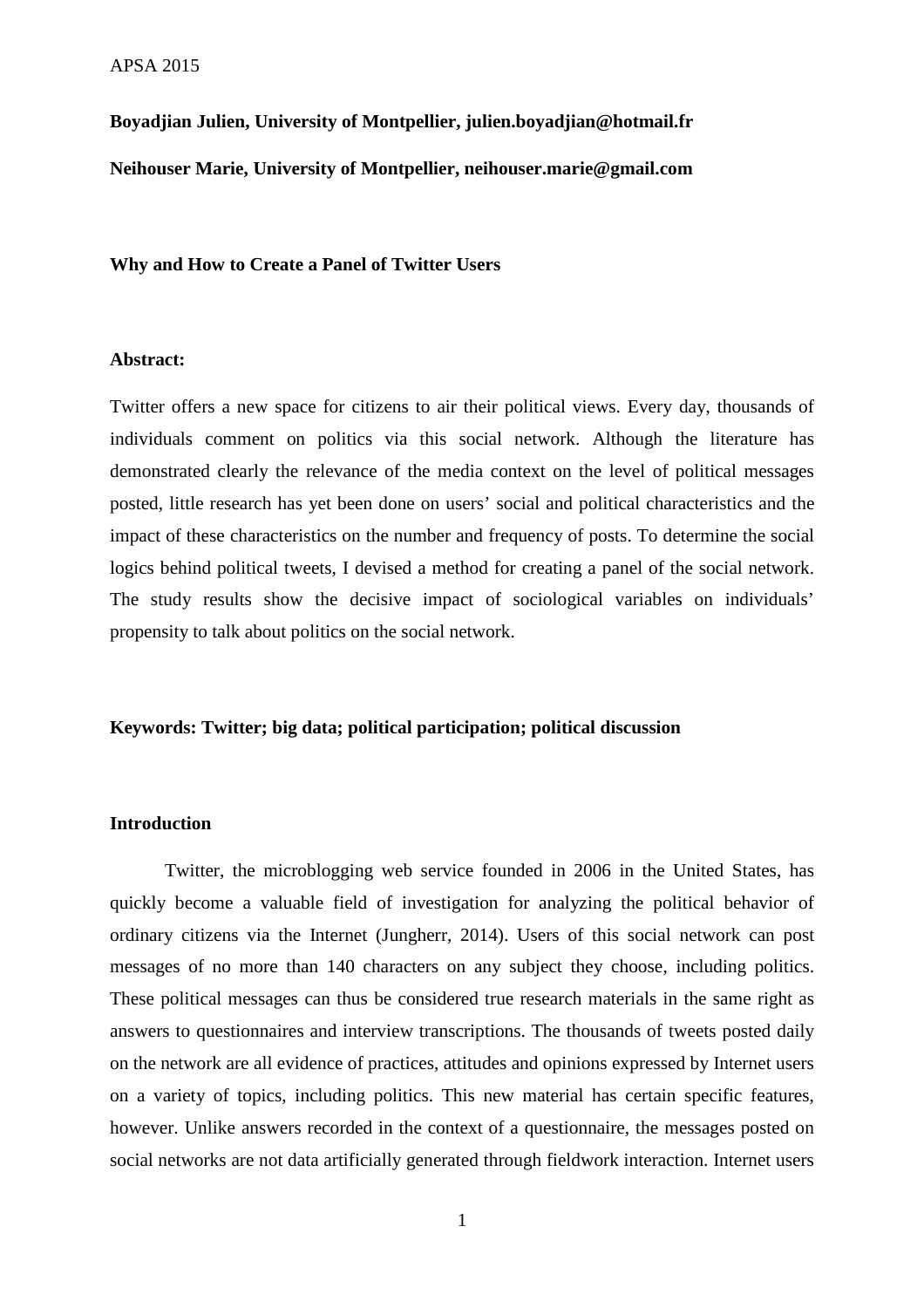**Boyadjian Julien, University of Montpellier, julien.boyadjian@hotmail.fr**

**Neihouser Marie, University of Montpellier, neihouser.marie@gmail.com**

**Why and How to Create a Panel of Twitter Users**

**Abstract:**

Twitter offers a new space for citizens to air their political views. Every day, thousands of individuals comment on politics via this social network. Although the literature has demonstrated clearly the relevance of the media context on the level of political messages posted, little research has yet been done on users' social and political characteristics and the impact of these characteristics on the number and frequency of posts. To determine the social logics behind political tweets, I devised a method for creating a panel of the social network. The study results show the decisive impact of sociological variables on individuals' propensity to talk about politics on the social network.

**Keywords: Twitter; big data; political participation; political discussion**

**Introduction**

Twitter, the microblogging web service founded in 2006 in the United States, has quickly become a valuable field of investigation for analyzing the political behavior of ordinary citizens via the Internet (Jungherr, 2014). Users of this social network can post messages of no more than 140 characters on any subject they choose, including politics. These political messages can thus be considered true research materials in the same right as answers to questionnaires and interview transcriptions. The thousands of tweets posted daily on the network are all evidence of practices, attitudes and opinions expressed by Internet users on a variety of topics, including politics. This new material has certain specific features, however. Unlike answers recorded in the context of a questionnaire, the messages posted on social networks are not data artificially generated through fieldwork interaction. Internet users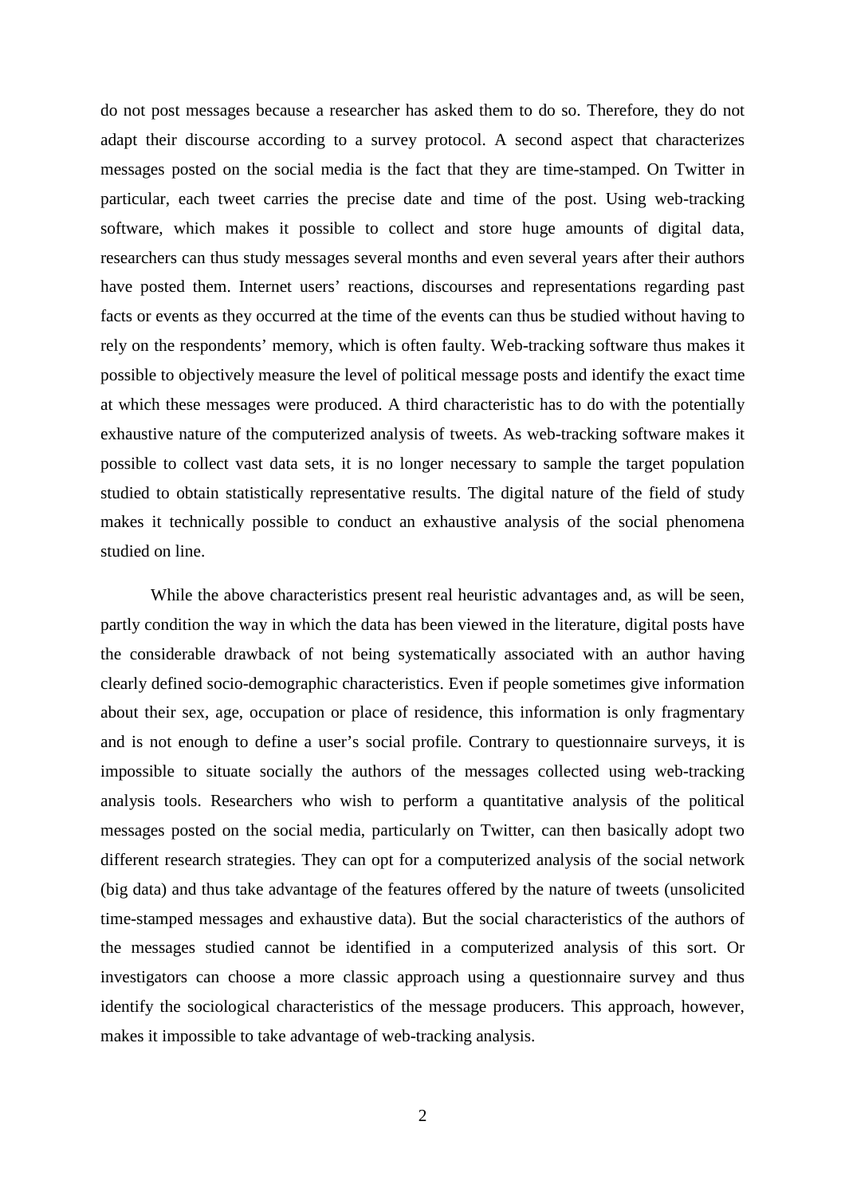do not post messages because a researcher has asked them to do so. Therefore, they do not adapt their discourse according to a survey protocol. A second aspect that characterizes messages posted on the social media is the fact that they are time-stamped. On Twitter in particular, each tweet carries the precise date and time of the post. Using web-tracking software, which makes it possible to collect and store huge amounts of digital data, researchers can thus study messages several months and even several years after their authors have posted them. Internet users' reactions, discourses and representations regarding past facts or events as they occurred at the time of the events can thus be studied without having to rely on the respondents' memory, which is often faulty. Web-tracking software thus makes it possible to objectively measure the level of political message posts and identify the exact time at which these messages were produced. A third characteristic has to do with the potentially exhaustive nature of the computerized analysis of tweets. As web-tracking software makes it possible to collect vast data sets, it is no longer necessary to sample the target population studied to obtain statistically representative results. The digital nature of the field of study makes it technically possible to conduct an exhaustive analysis of the social phenomena studied on line.

While the above characteristics present real heuristic advantages and, as will be seen, partly condition the way in which the data has been viewed in the literature, digital posts have the considerable drawback of not being systematically associated with an author having clearly defined socio-demographic characteristics. Even if people sometimes give information about their sex, age, occupation or place of residence, this information is only fragmentary and is not enough to define a user's social profile. Contrary to questionnaire surveys, it is impossible to situate socially the authors of the messages collected using web-tracking analysis tools. Researchers who wish to perform a quantitative analysis of the political messages posted on the social media, particularly on Twitter, can then basically adopt two different research strategies. They can opt for a computerized analysis of the social network (big data) and thus take advantage of the features offered by the nature of tweets (unsolicited time-stamped messages and exhaustive data). But the social characteristics of the authors of the messages studied cannot be identified in a computerized analysis of this sort. Or investigators can choose a more classic approach using a questionnaire survey and thus identify the sociological characteristics of the message producers. This approach, however, makes it impossible to take advantage of web-tracking analysis.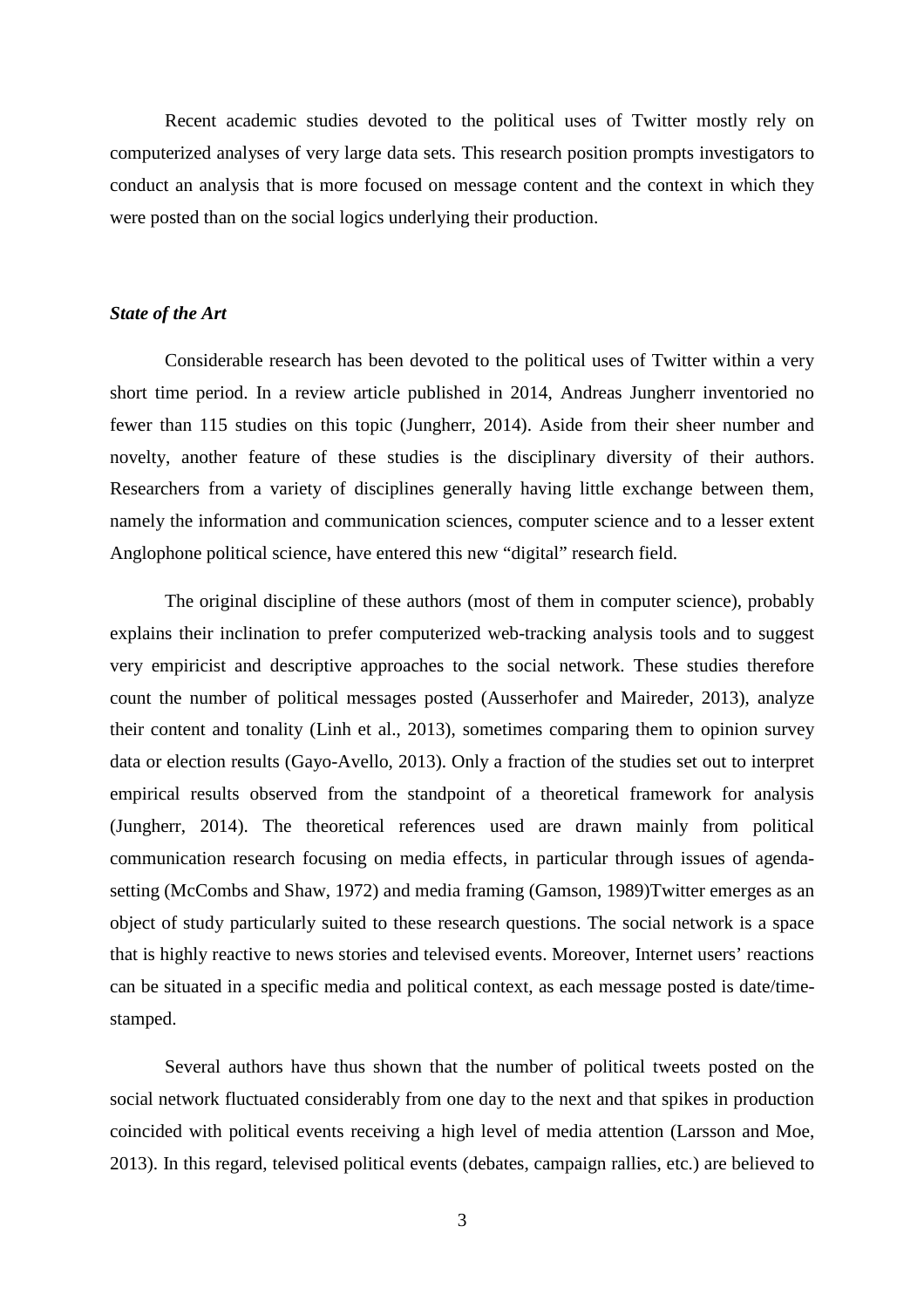Recent academic studies devoted to the political uses of Twitter mostly rely on computerized analyses of very large data sets. This research position prompts investigators to conduct an analysis that is more focused on message content and the context in which they were posted than on the social logics underlying their production.

### ***State of the Art***

Considerable research has been devoted to the political uses of Twitter within a very short time period. In a review article published in 2014, Andreas Jungherr inventoried no fewer than 115 studies on this topic (Jungherr, 2014). Aside from their sheer number and novelty, another feature of these studies is the disciplinary diversity of their authors. Researchers from a variety of disciplines generally having little exchange between them, namely the information and communication sciences, computer science and to a lesser extent Anglophone political science, have entered this new "digital" research field.

The original discipline of these authors (most of them in computer science), probably explains their inclination to prefer computerized web-tracking analysis tools and to suggest very empiricist and descriptive approaches to the social network. These studies therefore count the number of political messages posted (Ausserhofer and Maireder, 2013), analyze their content and tonality (Linh et al., 2013), sometimes comparing them to opinion survey data or election results (Gayo-Avello, 2013). Only a fraction of the studies set out to interpret empirical results observed from the standpoint of a theoretical framework for analysis (Jungherr, 2014). The theoretical references used are drawn mainly from political communication research focusing on media effects, in particular through issues of agenda-setting (McCombs and Shaw, 1972) and media framing (Gamson, 1989)Twitter emerges as an object of study particularly suited to these research questions. The social network is a space that is highly reactive to news stories and televised events. Moreover, Internet users' reactions can be situated in a specific media and political context, as each message posted is date/time-stamped.

Several authors have thus shown that the number of political tweets posted on the social network fluctuated considerably from one day to the next and that spikes in production coincided with political events receiving a high level of media attention (Larsson and Moe, 2013). In this regard, televised political events (debates, campaign rallies, etc.) are believed to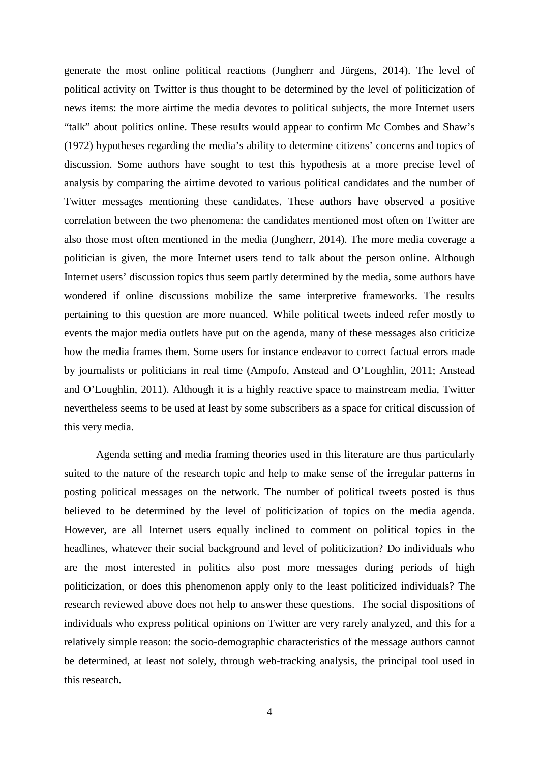generate the most online political reactions (Jungherr and Jürgens, 2014). The level of political activity on Twitter is thus thought to be determined by the level of politicization of news items: the more airtime the media devotes to political subjects, the more Internet users "talk" about politics online. These results would appear to confirm Mc Combes and Shaw's (1972) hypotheses regarding the media's ability to determine citizens' concerns and topics of discussion. Some authors have sought to test this hypothesis at a more precise level of analysis by comparing the airtime devoted to various political candidates and the number of Twitter messages mentioning these candidates. These authors have observed a positive correlation between the two phenomena: the candidates mentioned most often on Twitter are also those most often mentioned in the media (Jungherr, 2014). The more media coverage a politician is given, the more Internet users tend to talk about the person online. Although Internet users' discussion topics thus seem partly determined by the media, some authors have wondered if online discussions mobilize the same interpretive frameworks. The results pertaining to this question are more nuanced. While political tweets indeed refer mostly to events the major media outlets have put on the agenda, many of these messages also criticize how the media frames them. Some users for instance endeavor to correct factual errors made by journalists or politicians in real time (Ampofo, Anstead and O'Loughlin, 2011; Anstead and O'Loughlin, 2011). Although it is a highly reactive space to mainstream media, Twitter nevertheless seems to be used at least by some subscribers as a space for critical discussion of this very media.

Agenda setting and media framing theories used in this literature are thus particularly suited to the nature of the research topic and help to make sense of the irregular patterns in posting political messages on the network. The number of political tweets posted is thus believed to be determined by the level of politicization of topics on the media agenda. However, are all Internet users equally inclined to comment on political topics in the headlines, whatever their social background and level of politicization? Do individuals who are the most interested in politics also post more messages during periods of high politicization, or does this phenomenon apply only to the least politicized individuals? The research reviewed above does not help to answer these questions. The social dispositions of individuals who express political opinions on Twitter are very rarely analyzed, and this for a relatively simple reason: the socio-demographic characteristics of the message authors cannot be determined, at least not solely, through web-tracking analysis, the principal tool used in this research.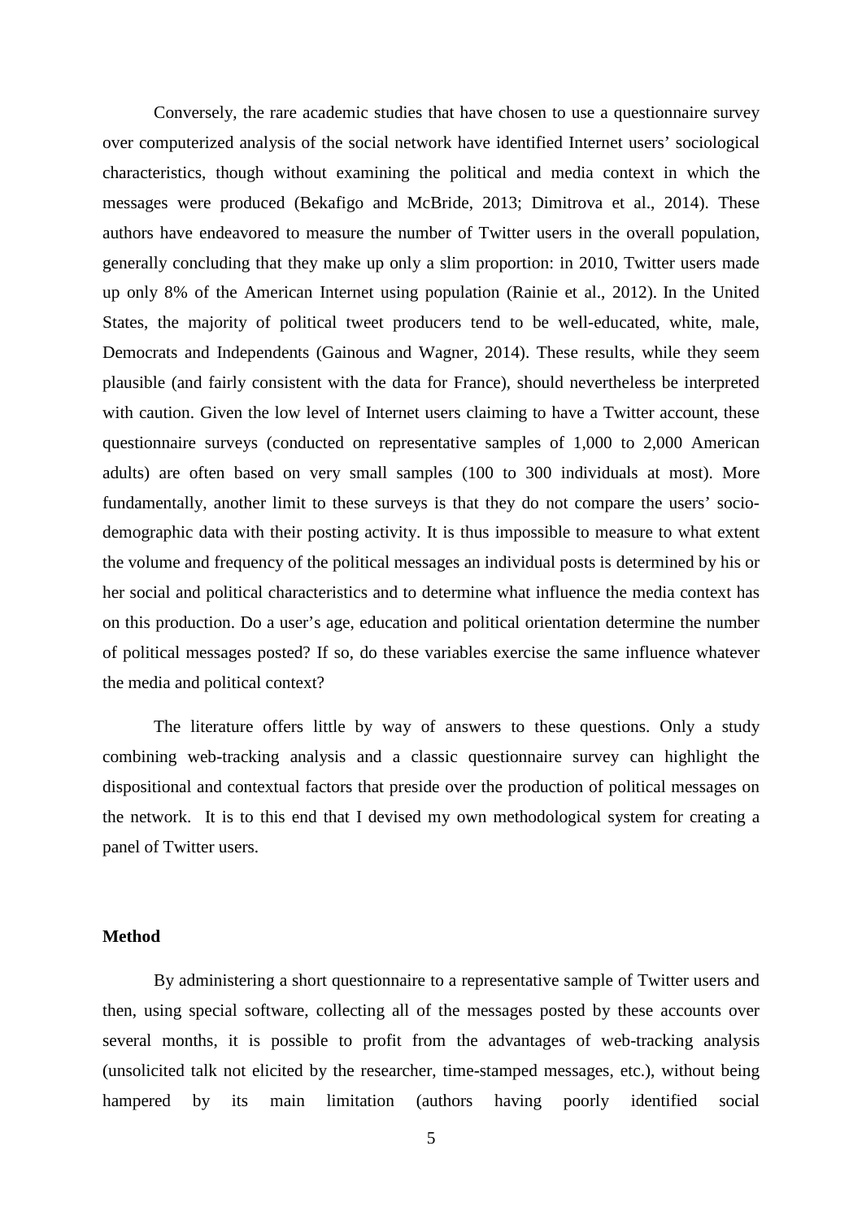Conversely, the rare academic studies that have chosen to use a questionnaire survey over computerized analysis of the social network have identified Internet users' sociological characteristics, though without examining the political and media context in which the messages were produced (Bekafigo and McBride, 2013; Dimitrova et al., 2014). These authors have endeavored to measure the number of Twitter users in the overall population, generally concluding that they make up only a slim proportion: in 2010, Twitter users made up only 8% of the American Internet using population (Rainie et al., 2012). In the United States, the majority of political tweet producers tend to be well-educated, white, male, Democrats and Independents (Gainous and Wagner, 2014). These results, while they seem plausible (and fairly consistent with the data for France), should nevertheless be interpreted with caution. Given the low level of Internet users claiming to have a Twitter account, these questionnaire surveys (conducted on representative samples of 1,000 to 2,000 American adults) are often based on very small samples (100 to 300 individuals at most). More fundamentally, another limit to these surveys is that they do not compare the users' socio-demographic data with their posting activity. It is thus impossible to measure to what extent the volume and frequency of the political messages an individual posts is determined by his or her social and political characteristics and to determine what influence the media context has on this production. Do a user's age, education and political orientation determine the number of political messages posted? If so, do these variables exercise the same influence whatever the media and political context?

The literature offers little by way of answers to these questions. Only a study combining web-tracking analysis and a classic questionnaire survey can highlight the dispositional and contextual factors that preside over the production of political messages on the network. It is to this end that I devised my own methodological system for creating a panel of Twitter users.

**Method**

By administering a short questionnaire to a representative sample of Twitter users and then, using special software, collecting all of the messages posted by these accounts over several months, it is possible to profit from the advantages of web-tracking analysis (unsolicited talk not elicited by the researcher, time-stamped messages, etc.), without being hampered by its main limitation (authors having poorly identified social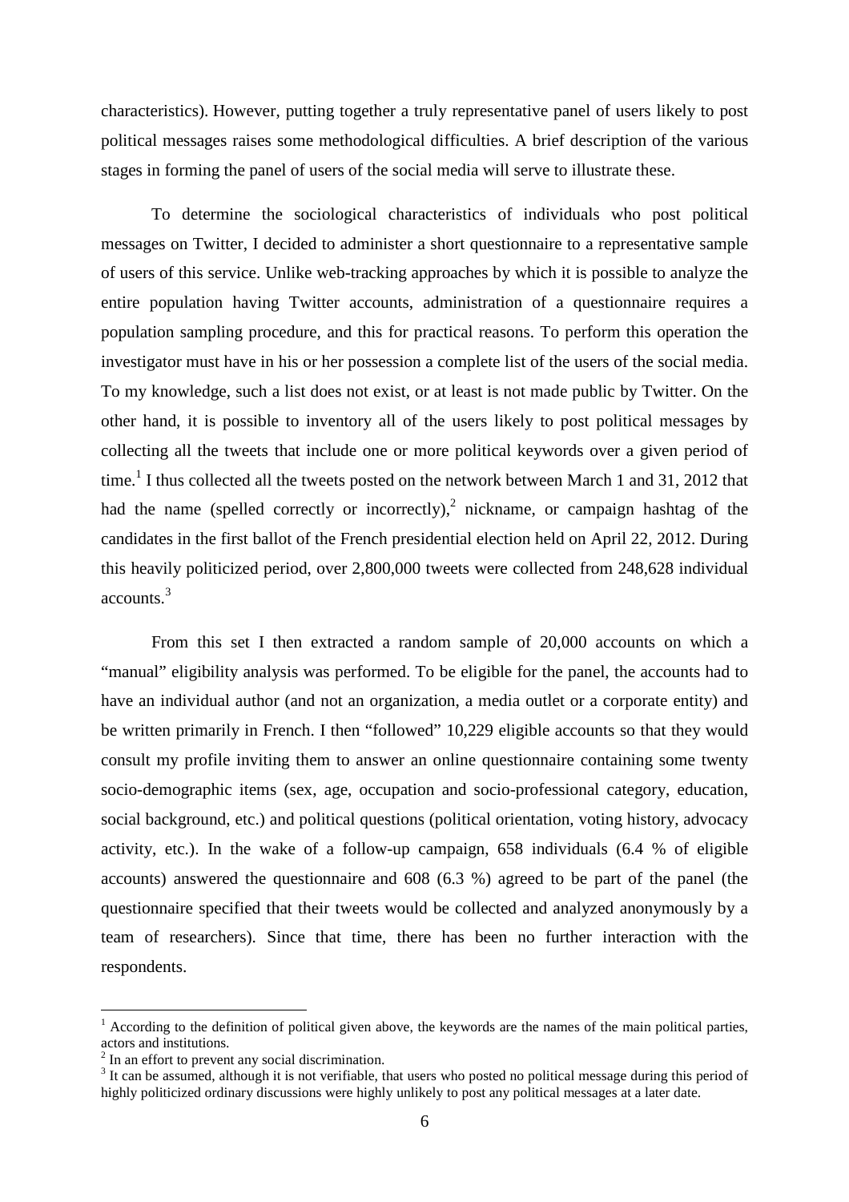characteristics). However, putting together a truly representative panel of users likely to post political messages raises some methodological difficulties. A brief description of the various stages in forming the panel of users of the social media will serve to illustrate these.

To determine the sociological characteristics of individuals who post political messages on Twitter, I decided to administer a short questionnaire to a representative sample of users of this service. Unlike web-tracking approaches by which it is possible to analyze the entire population having Twitter accounts, administration of a questionnaire requires a population sampling procedure, and this for practical reasons. To perform this operation the investigator must have in his or her possession a complete list of the users of the social media. To my knowledge, such a list does not exist, or at least is not made public by Twitter. On the other hand, it is possible to inventory all of the users likely to post political messages by collecting all the tweets that include one or more political keywords over a given period of time.[1] I thus collected all the tweets posted on the network between March 1 and 31, 2012 that had the name (spelled correctly or incorrectly),[2] nickname, or campaign hashtag of the candidates in the first ballot of the French presidential election held on April 22, 2012. During this heavily politicized period, over 2,800,000 tweets were collected from 248,628 individual accounts.[3]

From this set I then extracted a random sample of 20,000 accounts on which a "manual" eligibility analysis was performed. To be eligible for the panel, the accounts had to have an individual author (and not an organization, a media outlet or a corporate entity) and be written primarily in French. I then "followed" 10,229 eligible accounts so that they would consult my profile inviting them to answer an online questionnaire containing some twenty socio-demographic items (sex, age, occupation and socio-professional category, education, social background, etc.) and political questions (political orientation, voting history, advocacy activity, etc.). In the wake of a follow-up campaign, 658 individuals (6.4 % of eligible accounts) answered the questionnaire and 608 (6.3 %) agreed to be part of the panel (the questionnaire specified that their tweets would be collected and analyzed anonymously by a team of researchers). Since that time, there has been no further interaction with the respondents.

---

[1] According to the definition of political given above, the keywords are the names of the main political parties, actors and institutions.

[2] In an effort to prevent any social discrimination.

[3] It can be assumed, although it is not verifiable, that users who posted no political message during this period of highly politicized ordinary discussions were highly unlikely to post any political messages at a later date.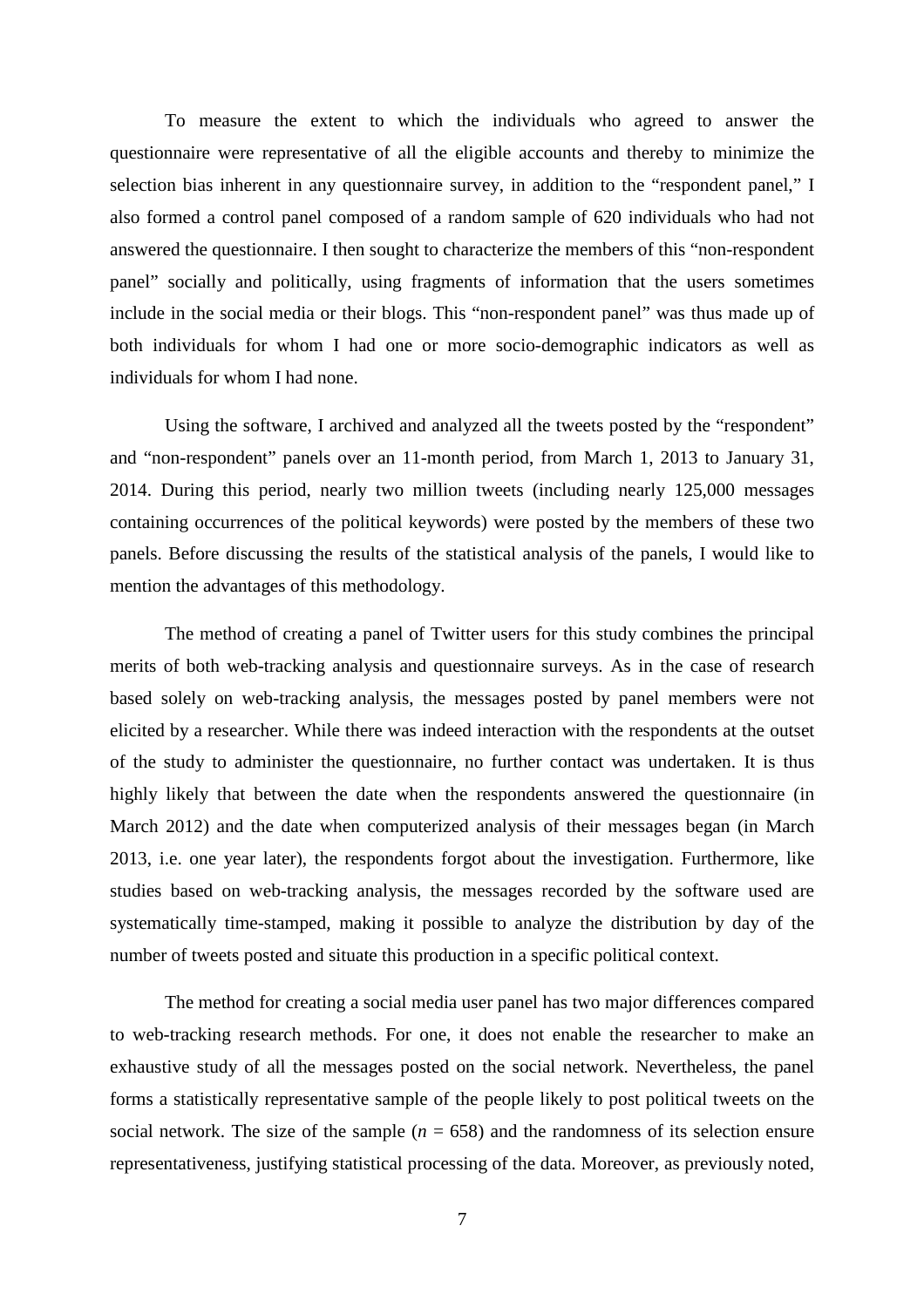To measure the extent to which the individuals who agreed to answer the questionnaire were representative of all the eligible accounts and thereby to minimize the selection bias inherent in any questionnaire survey, in addition to the "respondent panel," I also formed a control panel composed of a random sample of 620 individuals who had not answered the questionnaire. I then sought to characterize the members of this "non-respondent panel" socially and politically, using fragments of information that the users sometimes include in the social media or their blogs. This "non-respondent panel" was thus made up of both individuals for whom I had one or more socio-demographic indicators as well as individuals for whom I had none.

Using the software, I archived and analyzed all the tweets posted by the "respondent" and "non-respondent" panels over an 11-month period, from March 1, 2013 to January 31, 2014. During this period, nearly two million tweets (including nearly 125,000 messages containing occurrences of the political keywords) were posted by the members of these two panels. Before discussing the results of the statistical analysis of the panels, I would like to mention the advantages of this methodology.

The method of creating a panel of Twitter users for this study combines the principal merits of both web-tracking analysis and questionnaire surveys. As in the case of research based solely on web-tracking analysis, the messages posted by panel members were not elicited by a researcher. While there was indeed interaction with the respondents at the outset of the study to administer the questionnaire, no further contact was undertaken. It is thus highly likely that between the date when the respondents answered the questionnaire (in March 2012) and the date when computerized analysis of their messages began (in March 2013, i.e. one year later), the respondents forgot about the investigation. Furthermore, like studies based on web-tracking analysis, the messages recorded by the software used are systematically time-stamped, making it possible to analyze the distribution by day of the number of tweets posted and situate this production in a specific political context.

The method for creating a social media user panel has two major differences compared to web-tracking research methods. For one, it does not enable the researcher to make an exhaustive study of all the messages posted on the social network. Nevertheless, the panel forms a statistically representative sample of the people likely to post political tweets on the social network. The size of the sample ($n$ = 658) and the randomness of its selection ensure representativeness, justifying statistical processing of the data. Moreover, as previously noted,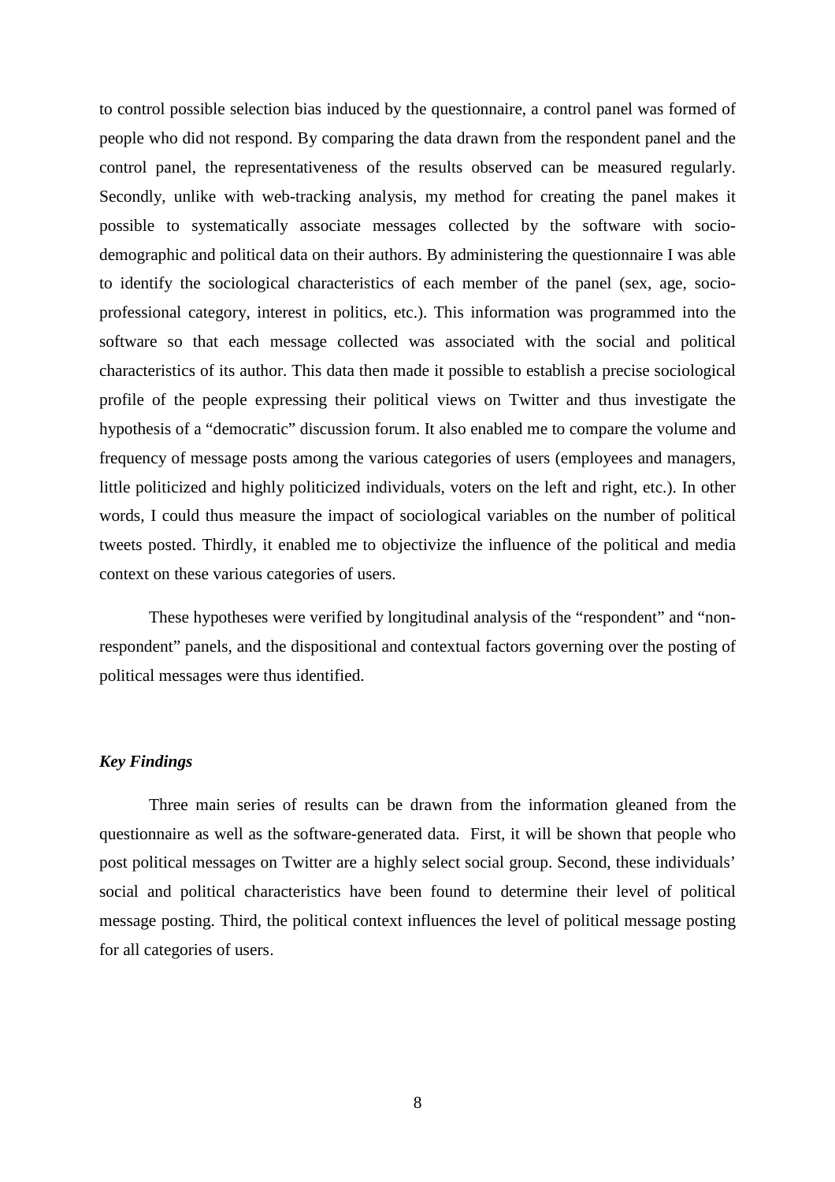to control possible selection bias induced by the questionnaire, a control panel was formed of people who did not respond. By comparing the data drawn from the respondent panel and the control panel, the representativeness of the results observed can be measured regularly. Secondly, unlike with web-tracking analysis, my method for creating the panel makes it possible to systematically associate messages collected by the software with socio-demographic and political data on their authors. By administering the questionnaire I was able to identify the sociological characteristics of each member of the panel (sex, age, socio-professional category, interest in politics, etc.). This information was programmed into the software so that each message collected was associated with the social and political characteristics of its author. This data then made it possible to establish a precise sociological profile of the people expressing their political views on Twitter and thus investigate the hypothesis of a "democratic" discussion forum. It also enabled me to compare the volume and frequency of message posts among the various categories of users (employees and managers, little politicized and highly politicized individuals, voters on the left and right, etc.). In other words, I could thus measure the impact of sociological variables on the number of political tweets posted. Thirdly, it enabled me to objectivize the influence of the political and media context on these various categories of users.

These hypotheses were verified by longitudinal analysis of the "respondent" and "non-respondent" panels, and the dispositional and contextual factors governing over the posting of political messages were thus identified.

### *Key Findings*

Three main series of results can be drawn from the information gleaned from the questionnaire as well as the software-generated data. First, it will be shown that people who post political messages on Twitter are a highly select social group. Second, these individuals' social and political characteristics have been found to determine their level of political message posting. Third, the political context influences the level of political message posting for all categories of users.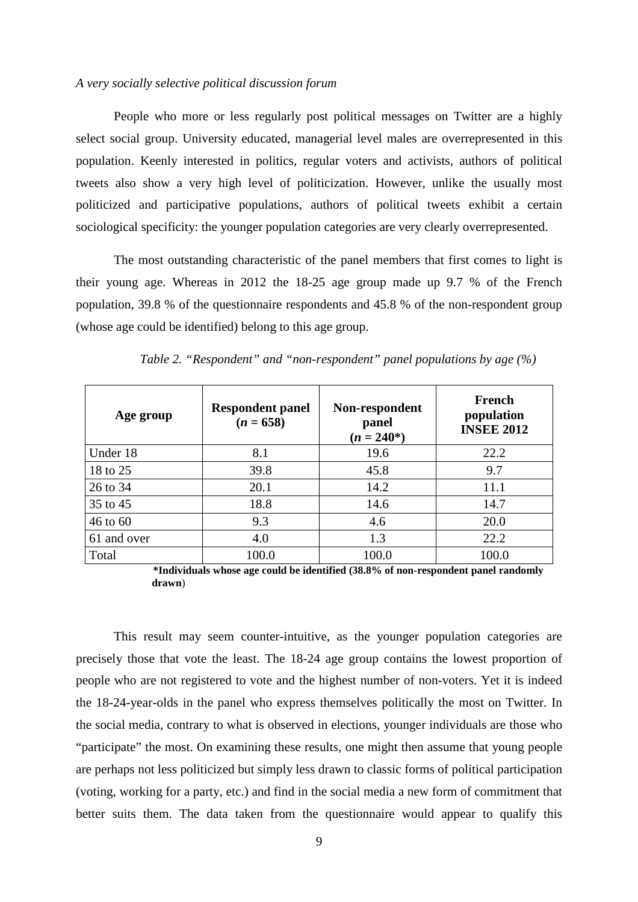*A very socially selective political discussion forum*

People who more or less regularly post political messages on Twitter are a highly select social group. University educated, managerial level males are overrepresented in this population. Keenly interested in politics, regular voters and activists, authors of political tweets also show a very high level of politicization. However, unlike the usually most politicized and participative populations, authors of political tweets exhibit a certain sociological specificity: the younger population categories are very clearly overrepresented.

The most outstanding characteristic of the panel members that first comes to light is their young age. Whereas in 2012 the 18-25 age group made up 9.7 % of the French population, 39.8 % of the questionnaire respondents and 45.8 % of the non-respondent group (whose age could be identified) belong to this age group.

*Table 2. "Respondent" and "non-respondent" panel populations by age (%)*

| Age group | Respondent panel (*n* = 658) | Non-respondent panel (*n* = 240*) | French population INSEE 2012 |
|---|---|---|---|
| Under 18 | 8.1 | 19.6 | 22.2 |
| 18 to 25 | 39.8 | 45.8 | 9.7 |
| 26 to 34 | 20.1 | 14.2 | 11.1 |
| 35 to 45 | 18.8 | 14.6 | 14.7 |
| 46 to 60 | 9.3 | 4.6 | 20.0 |
| 61 and over | 4.0 | 1.3 | 22.2 |
| Total | 100.0 | 100.0 | 100.0 |

**\*Individuals whose age could be identified (38.8% of non-respondent panel randomly drawn**)

This result may seem counter-intuitive, as the younger population categories are precisely those that vote the least. The 18-24 age group contains the lowest proportion of people who are not registered to vote and the highest number of non-voters. Yet it is indeed the 18-24-year-olds in the panel who express themselves politically the most on Twitter. In the social media, contrary to what is observed in elections, younger individuals are those who "participate" the most. On examining these results, one might then assume that young people are perhaps not less politicized but simply less drawn to classic forms of political participation (voting, working for a party, etc.) and find in the social media a new form of commitment that better suits them. The data taken from the questionnaire would appear to qualify this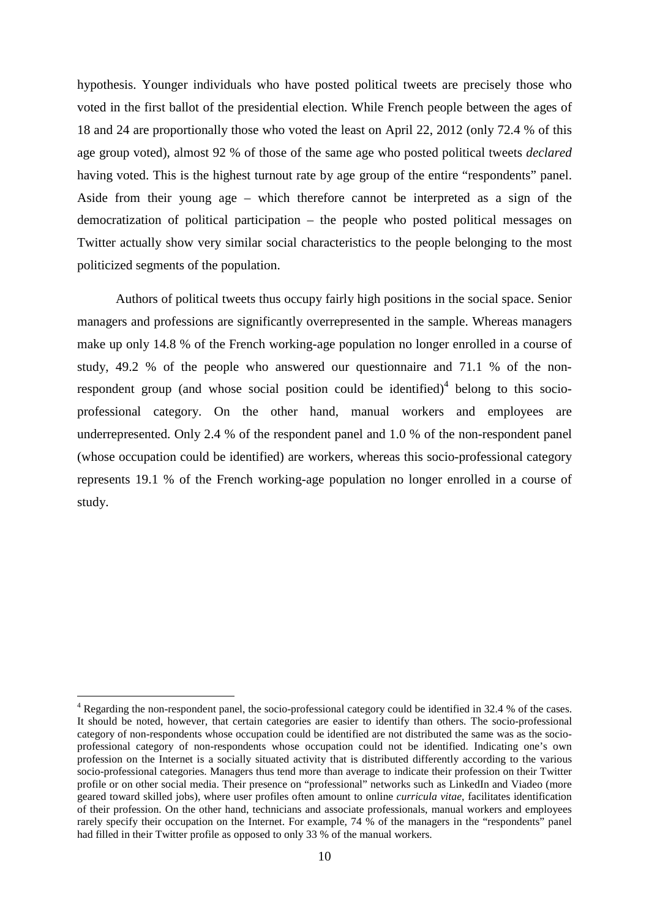hypothesis. Younger individuals who have posted political tweets are precisely those who voted in the first ballot of the presidential election. While French people between the ages of 18 and 24 are proportionally those who voted the least on April 22, 2012 (only 72.4 % of this age group voted), almost 92 % of those of the same age who posted political tweets *declared* having voted. This is the highest turnout rate by age group of the entire "respondents" panel. Aside from their young age – which therefore cannot be interpreted as a sign of the democratization of political participation – the people who posted political messages on Twitter actually show very similar social characteristics to the people belonging to the most politicized segments of the population.

Authors of political tweets thus occupy fairly high positions in the social space. Senior managers and professions are significantly overrepresented in the sample. Whereas managers make up only 14.8 % of the French working-age population no longer enrolled in a course of study, 49.2 % of the people who answered our questionnaire and 71.1 % of the non-respondent group (and whose social position could be identified)[4] belong to this socio-professional category. On the other hand, manual workers and employees are underrepresented. Only 2.4 % of the respondent panel and 1.0 % of the non-respondent panel (whose occupation could be identified) are workers, whereas this socio-professional category represents 19.1 % of the French working-age population no longer enrolled in a course of study.

---

[4] Regarding the non-respondent panel, the socio-professional category could be identified in 32.4 % of the cases. It should be noted, however, that certain categories are easier to identify than others. The socio-professional category of non-respondents whose occupation could be identified are not distributed the same was as the socio-professional category of non-respondents whose occupation could not be identified. Indicating one's own profession on the Internet is a socially situated activity that is distributed differently according to the various socio-professional categories. Managers thus tend more than average to indicate their profession on their Twitter profile or on other social media. Their presence on "professional" networks such as LinkedIn and Viadeo (more geared toward skilled jobs), where user profiles often amount to online *curricula vitae*, facilitates identification of their profession. On the other hand, technicians and associate professionals, manual workers and employees rarely specify their occupation on the Internet. For example, 74 % of the managers in the "respondents" panel had filled in their Twitter profile as opposed to only 33 % of the manual workers.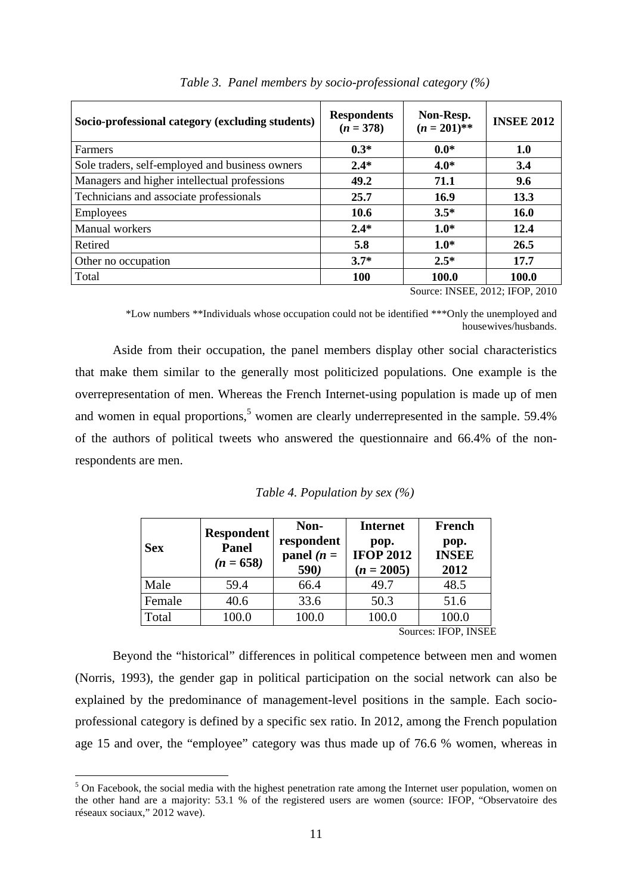*Table 3. Panel members by socio-professional category (%)*

| Socio-professional category (excluding students) | Respondents ($n$ = 378) | Non-Resp. ($n$ = 201)** | INSEE 2012 |
|---|---|---|---|
| Farmers | **0.3*** | **0.0*** | **1.0** |
| Sole traders, self-employed and business owners | **2.4*** | **4.0*** | **3.4** |
| Managers and higher intellectual professions | **49.2** | **71.1** | **9.6** |
| Technicians and associate professionals | **25.7** | **16.9** | **13.3** |
| Employees | **10.6** | **3.5*** | **16.0** |
| Manual workers | **2.4*** | **1.0*** | **12.4** |
| Retired | **5.8** | **1.0*** | **26.5** |
| Other no occupation | **3.7*** | **2.5*** | **17.7** |
| Total | **100** | **100.0** | **100.0** |

Source: INSEE, 2012; IFOP, 2010

*Low numbers **Individuals whose occupation could not be identified ***Only the unemployed and housewives/husbands.

Aside from their occupation, the panel members display other social characteristics that make them similar to the generally most politicized populations. One example is the overrepresentation of men. Whereas the French Internet-using population is made up of men and women in equal proportions,[5] women are clearly underrepresented in the sample. 59.4% of the authors of political tweets who answered the questionnaire and 66.4% of the non-respondents are men.

*Table 4. Population by sex (%)*

| Sex | Respondent Panel ($n$ = 658) | Non-respondent panel ($n$ = 590) | Internet pop. IFOP 2012 ($n$ = 2005) | French pop. INSEE 2012 |
|---|---|---|---|---|
| Male | 59.4 | 66.4 | 49.7 | 48.5 |
| Female | 40.6 | 33.6 | 50.3 | 51.6 |
| Total | 100.0 | 100.0 | 100.0 | 100.0 |

Sources: IFOP, INSEE

Beyond the "historical" differences in political competence between men and women (Norris, 1993), the gender gap in political participation on the social network can also be explained by the predominance of management-level positions in the sample. Each socio-professional category is defined by a specific sex ratio. In 2012, among the French population age 15 and over, the "employee" category was thus made up of 76.6 % women, whereas in

[5] On Facebook, the social media with the highest penetration rate among the Internet user population, women on the other hand are a majority: 53.1 % of the registered users are women (source: IFOP, "Observatoire des réseaux sociaux," 2012 wave).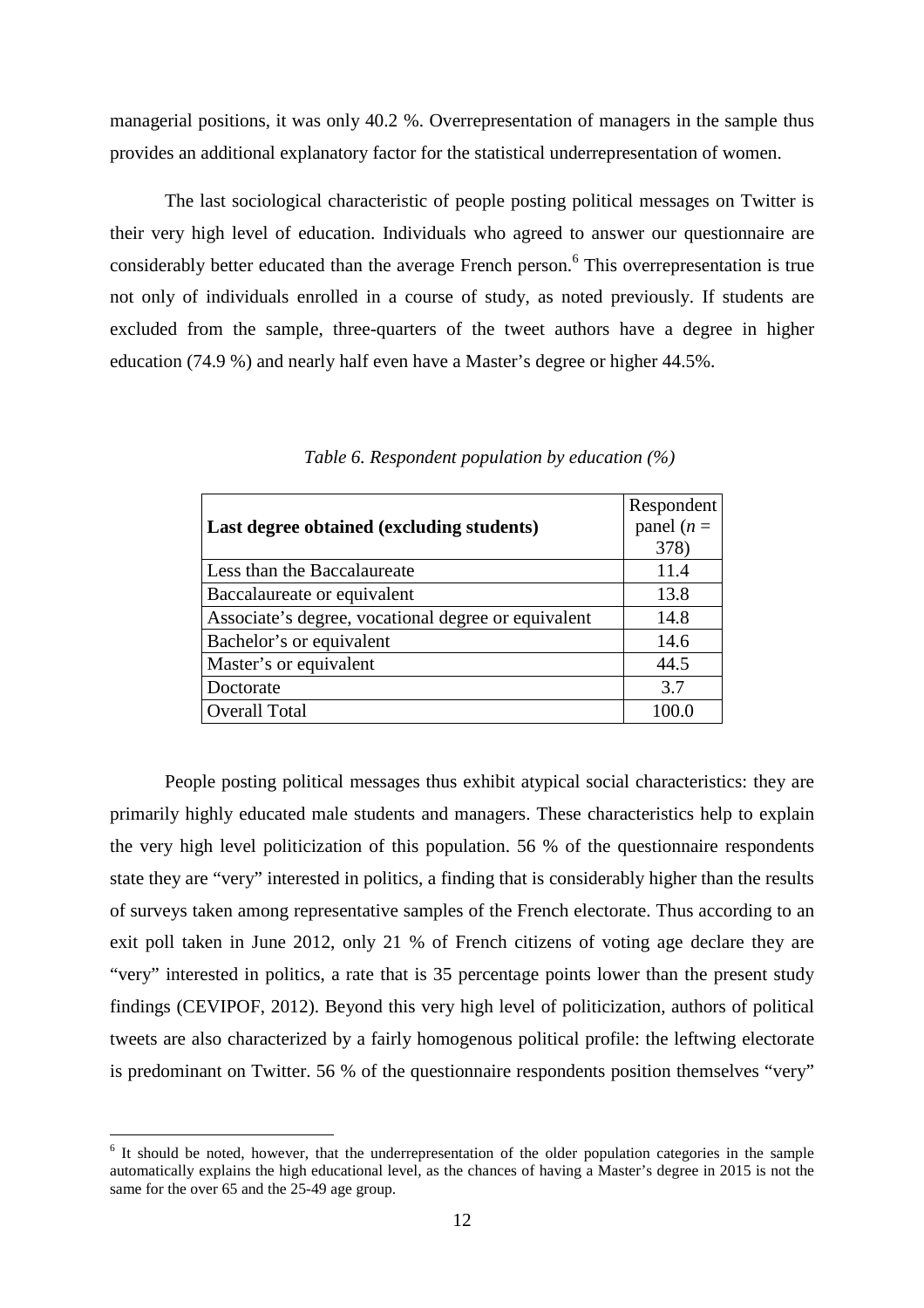managerial positions, it was only 40.2 %. Overrepresentation of managers in the sample thus provides an additional explanatory factor for the statistical underrepresentation of women.

The last sociological characteristic of people posting political messages on Twitter is their very high level of education. Individuals who agreed to answer our questionnaire are considerably better educated than the average French person.[6] This overrepresentation is true not only of individuals enrolled in a course of study, as noted previously. If students are excluded from the sample, three-quarters of the tweet authors have a degree in higher education (74.9 %) and nearly half even have a Master's degree or higher 44.5%.

*Table 6. Respondent population by education (%)*

| **Last degree obtained (excluding students)** | Respondent panel (*n* = 378) |
|---|---|
| Less than the Baccalaureate | 11.4 |
| Baccalaureate or equivalent | 13.8 |
| Associate's degree, vocational degree or equivalent | 14.8 |
| Bachelor's or equivalent | 14.6 |
| Master's or equivalent | 44.5 |
| Doctorate | 3.7 |
| Overall Total | 100.0 |

People posting political messages thus exhibit atypical social characteristics: they are primarily highly educated male students and managers. These characteristics help to explain the very high level politicization of this population. 56 % of the questionnaire respondents state they are "very" interested in politics, a finding that is considerably higher than the results of surveys taken among representative samples of the French electorate. Thus according to an exit poll taken in June 2012, only 21 % of French citizens of voting age declare they are "very" interested in politics, a rate that is 35 percentage points lower than the present study findings (CEVIPOF, 2012). Beyond this very high level of politicization, authors of political tweets are also characterized by a fairly homogenous political profile: the leftwing electorate is predominant on Twitter. 56 % of the questionnaire respondents position themselves "very"

[6] It should be noted, however, that the underrepresentation of the older population categories in the sample automatically explains the high educational level, as the chances of having a Master's degree in 2015 is not the same for the over 65 and the 25-49 age group.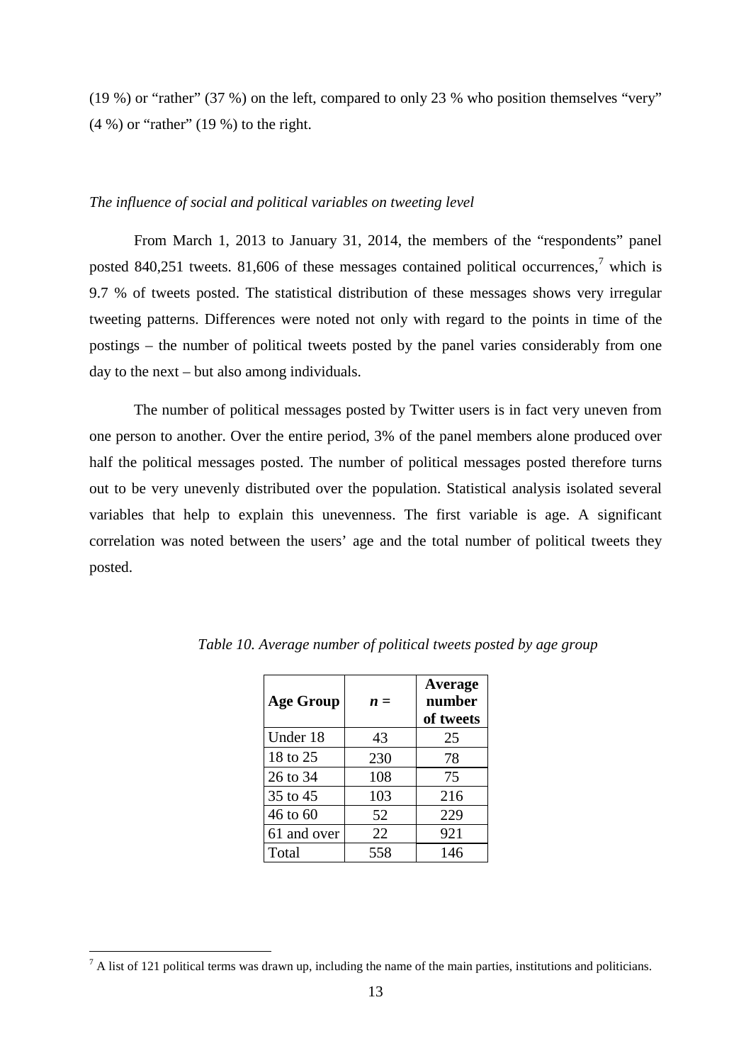(19 %) or "rather" (37 %) on the left, compared to only 23 % who position themselves "very" (4 %) or "rather" (19 %) to the right.

*The influence of social and political variables on tweeting level*

From March 1, 2013 to January 31, 2014, the members of the "respondents" panel posted 840,251 tweets. 81,606 of these messages contained political occurrences,[7] which is 9.7 % of tweets posted. The statistical distribution of these messages shows very irregular tweeting patterns. Differences were noted not only with regard to the points in time of the postings – the number of political tweets posted by the panel varies considerably from one day to the next – but also among individuals.

The number of political messages posted by Twitter users is in fact very uneven from one person to another. Over the entire period, 3% of the panel members alone produced over half the political messages posted. The number of political messages posted therefore turns out to be very unevenly distributed over the population. Statistical analysis isolated several variables that help to explain this unevenness. The first variable is age. A significant correlation was noted between the users' age and the total number of political tweets they posted.

*Table 10. Average number of political tweets posted by age group*

| **Age Group** | ***n* =** | **Average number of tweets** |
|---|---|---|
| Under 18 | 43 | 25 |
| 18 to 25 | 230 | 78 |
| 26 to 34 | 108 | 75 |
| 35 to 45 | 103 | 216 |
| 46 to 60 | 52 | 229 |
| 61 and over | 22 | 921 |
| Total | 558 | 146 |

[7] A list of 121 political terms was drawn up, including the name of the main parties, institutions and politicians.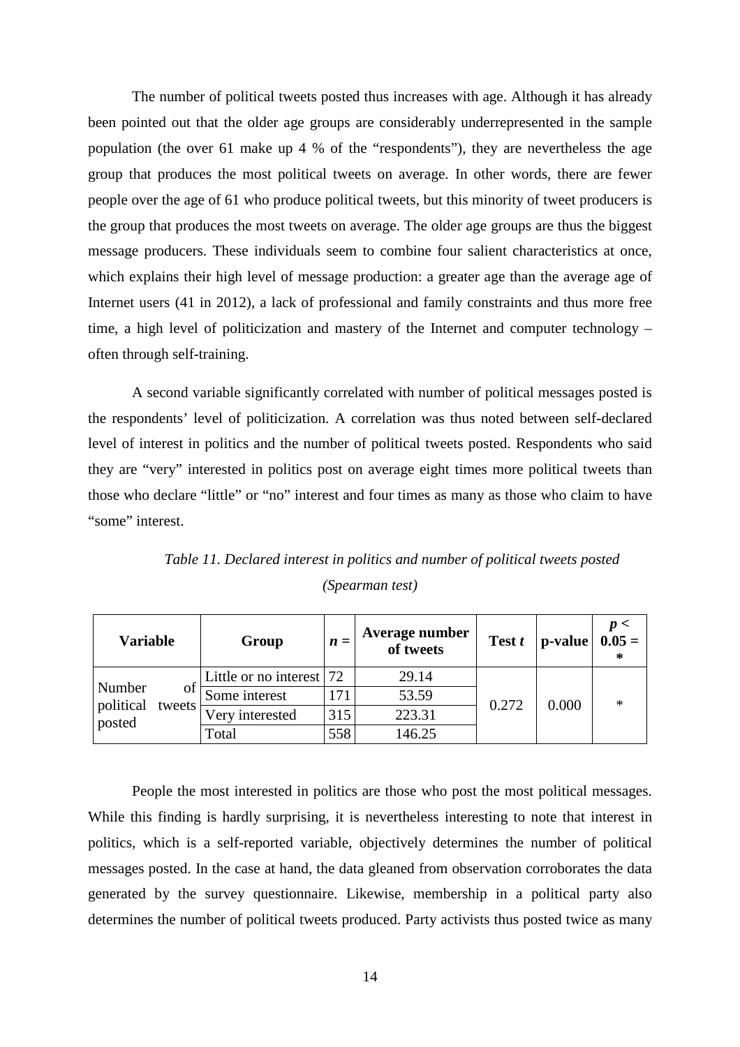The number of political tweets posted thus increases with age. Although it has already been pointed out that the older age groups are considerably underrepresented in the sample population (the over 61 make up 4 % of the "respondents"), they are nevertheless the age group that produces the most political tweets on average. In other words, there are fewer people over the age of 61 who produce political tweets, but this minority of tweet producers is the group that produces the most tweets on average. The older age groups are thus the biggest message producers. These individuals seem to combine four salient characteristics at once, which explains their high level of message production: a greater age than the average age of Internet users (41 in 2012), a lack of professional and family constraints and thus more free time, a high level of politicization and mastery of the Internet and computer technology – often through self-training.

A second variable significantly correlated with number of political messages posted is the respondents' level of politicization. A correlation was thus noted between self-declared level of interest in politics and the number of political tweets posted. Respondents who said they are "very" interested in politics post on average eight times more political tweets than those who declare "little" or "no" interest and four times as many as those who claim to have "some" interest.

*Table 11. Declared interest in politics and number of political tweets posted (Spearman test)*

| Variable | Group | *n* = | Average number of tweets | Test *t* | p-value | *p* < 0.05 = * |
|---|---|---|---|---|---|---|
| Number of political tweets posted | Little or no interest | 72 | 29.14 | 0.272 | 0.000 | * |
| | Some interest | 171 | 53.59 | | | |
| | Very interested | 315 | 223.31 | | | |
| | Total | 558 | 146.25 | | | |

People the most interested in politics are those who post the most political messages. While this finding is hardly surprising, it is nevertheless interesting to note that interest in politics, which is a self-reported variable, objectively determines the number of political messages posted. In the case at hand, the data gleaned from observation corroborates the data generated by the survey questionnaire. Likewise, membership in a political party also determines the number of political tweets produced. Party activists thus posted twice as many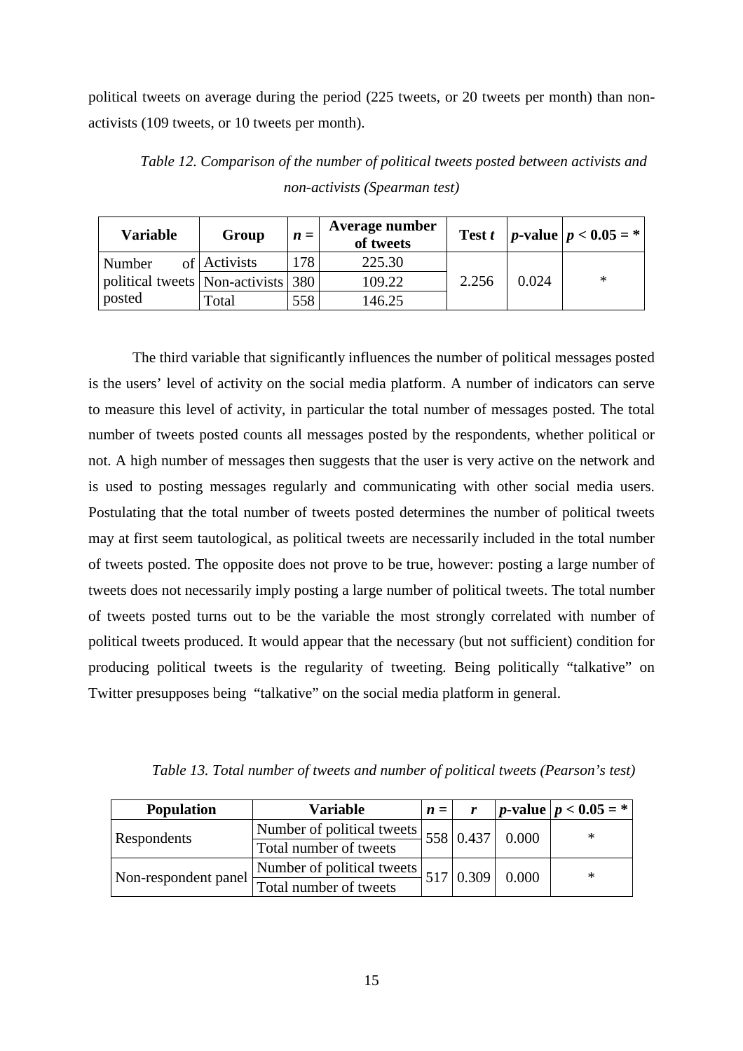political tweets on average during the period (225 tweets, or 20 tweets per month) than non-activists (109 tweets, or 10 tweets per month).

*Table 12. Comparison of the number of political tweets posted between activists and non-activists (Spearman test)*

| **Variable** | **Group** | $n =$ | **Average number of tweets** | **Test** $t$ | $p$**-value** | $p < 0.05 =$ * |
|---|---|---|---|---|---|---|
| Number of political tweets posted | Activists | 178 | 225.30 | 2.256 | 0.024 | * |
| | Non-activists | 380 | 109.22 | | | |
| | Total | 558 | 146.25 | | | |

The third variable that significantly influences the number of political messages posted is the users' level of activity on the social media platform. A number of indicators can serve to measure this level of activity, in particular the total number of messages posted. The total number of tweets posted counts all messages posted by the respondents, whether political or not. A high number of messages then suggests that the user is very active on the network and is used to posting messages regularly and communicating with other social media users. Postulating that the total number of tweets posted determines the number of political tweets may at first seem tautological, as political tweets are necessarily included in the total number of tweets posted. The opposite does not prove to be true, however: posting a large number of tweets does not necessarily imply posting a large number of political tweets. The total number of tweets posted turns out to be the variable the most strongly correlated with number of political tweets produced. It would appear that the necessary (but not sufficient) condition for producing political tweets is the regularity of tweeting. Being politically "talkative" on Twitter presupposes being "talkative" on the social media platform in general.

*Table 13. Total number of tweets and number of political tweets (Pearson's test)*

| **Population** | **Variable** | $n =$ | $r$ | $p$**-value** | $p < 0.05 =$ * |
|---|---|---|---|---|---|
| Respondents | Number of political tweets | 558 | 0.437 | 0.000 | * |
| | Total number of tweets | | | | |
| Non-respondent panel | Number of political tweets | 517 | 0.309 | 0.000 | * |
| | Total number of tweets | | | | |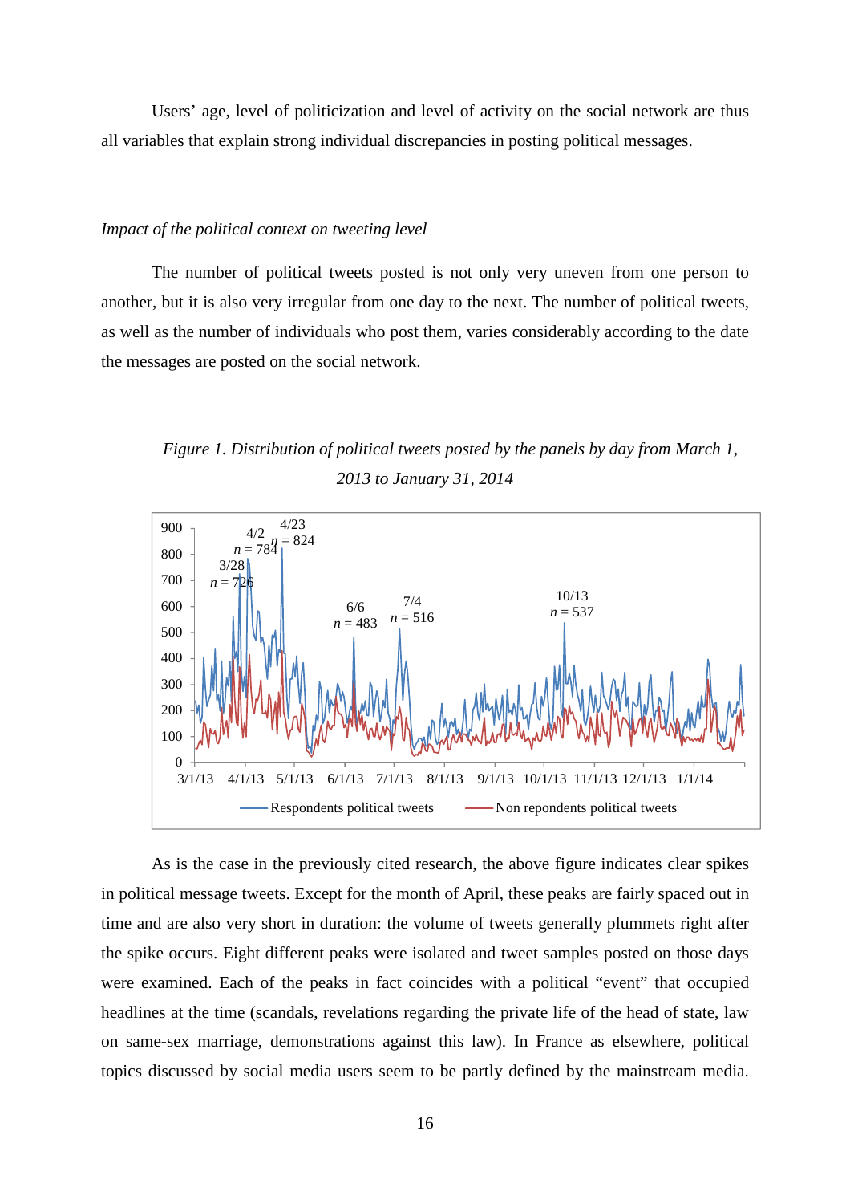Users' age, level of politicization and level of activity on the social network are thus all variables that explain strong individual discrepancies in posting political messages.

*Impact of the political context on tweeting level*

The number of political tweets posted is not only very uneven from one person to another, but it is also very irregular from one day to the next. The number of political tweets, as well as the number of individuals who post them, varies considerably according to the date the messages are posted on the social network.

*Figure 1. Distribution of political tweets posted by the panels by day from March 1, 2013 to January 31, 2014*

As is the case in the previously cited research, the above figure indicates clear spikes in political message tweets. Except for the month of April, these peaks are fairly spaced out in time and are also very short in duration: the volume of tweets generally plummets right after the spike occurs. Eight different peaks were isolated and tweet samples posted on those days were examined. Each of the peaks in fact coincides with a political "event" that occupied headlines at the time (scandals, revelations regarding the private life of the head of state, law on same-sex marriage, demonstrations against this law). In France as elsewhere, political topics discussed by social media users seem to be partly defined by the mainstream media.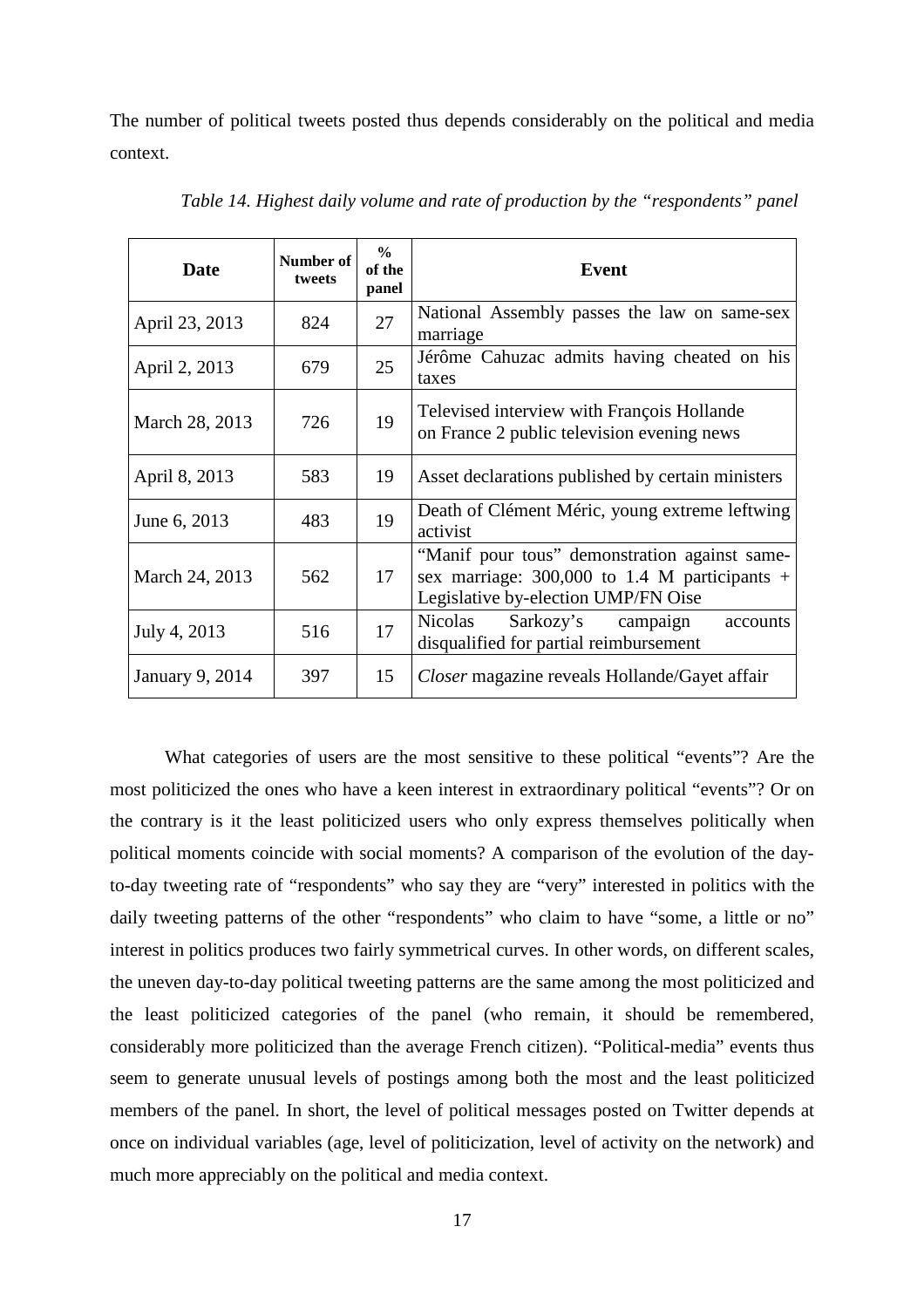The number of political tweets posted thus depends considerably on the political and media context.

*Table 14. Highest daily volume and rate of production by the "respondents" panel*

| Date | Number of tweets | % of the panel | Event |
|---|---|---|---|
| April 23, 2013 | 824 | 27 | National Assembly passes the law on same-sex marriage |
| April 2, 2013 | 679 | 25 | Jérôme Cahuzac admits having cheated on his taxes |
| March 28, 2013 | 726 | 19 | Televised interview with François Hollande on France 2 public television evening news |
| April 8, 2013 | 583 | 19 | Asset declarations published by certain ministers |
| June 6, 2013 | 483 | 19 | Death of Clément Méric, young extreme leftwing activist |
| March 24, 2013 | 562 | 17 | "Manif pour tous" demonstration against same-sex marriage: 300,000 to 1.4 M participants + Legislative by-election UMP/FN Oise |
| July 4, 2013 | 516 | 17 | Nicolas Sarkozy's campaign accounts disqualified for partial reimbursement |
| January 9, 2014 | 397 | 15 | *Closer* magazine reveals Hollande/Gayet affair |

What categories of users are the most sensitive to these political "events"? Are the most politicized the ones who have a keen interest in extraordinary political "events"? Or on the contrary is it the least politicized users who only express themselves politically when political moments coincide with social moments? A comparison of the evolution of the day-to-day tweeting rate of "respondents" who say they are "very" interested in politics with the daily tweeting patterns of the other "respondents" who claim to have "some, a little or no" interest in politics produces two fairly symmetrical curves. In other words, on different scales, the uneven day-to-day political tweeting patterns are the same among the most politicized and the least politicized categories of the panel (who remain, it should be remembered, considerably more politicized than the average French citizen). "Political-media" events thus seem to generate unusual levels of postings among both the most and the least politicized members of the panel. In short, the level of political messages posted on Twitter depends at once on individual variables (age, level of politicization, level of activity on the network) and much more appreciably on the political and media context.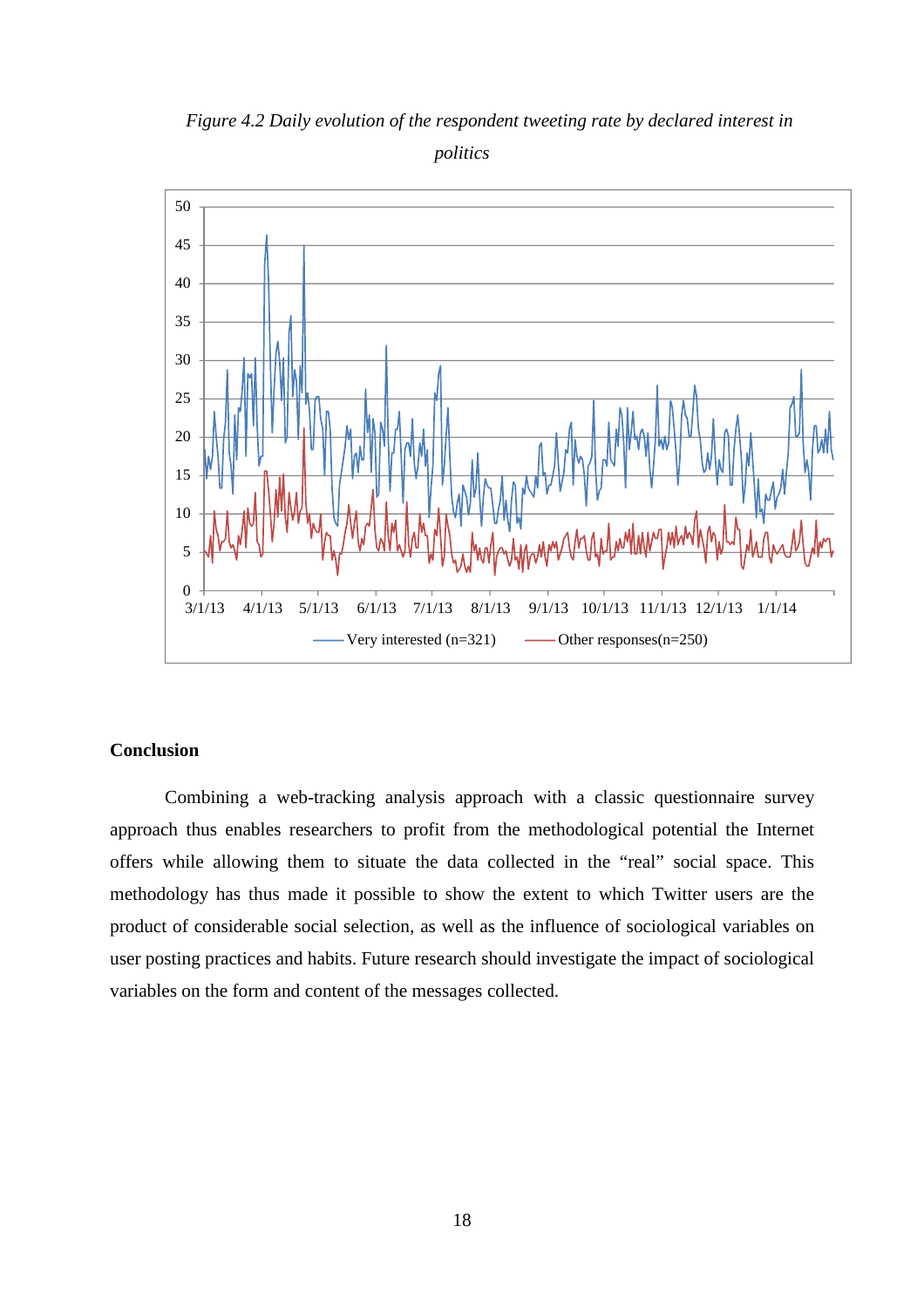*Figure 4.2 Daily evolution of the respondent tweeting rate by declared interest in politics*

**Conclusion**

Combining a web-tracking analysis approach with a classic questionnaire survey approach thus enables researchers to profit from the methodological potential the Internet offers while allowing them to situate the data collected in the "real" social space. This methodology has thus made it possible to show the extent to which Twitter users are the product of considerable social selection, as well as the influence of sociological variables on user posting practices and habits. Future research should investigate the impact of sociological variables on the form and content of the messages collected.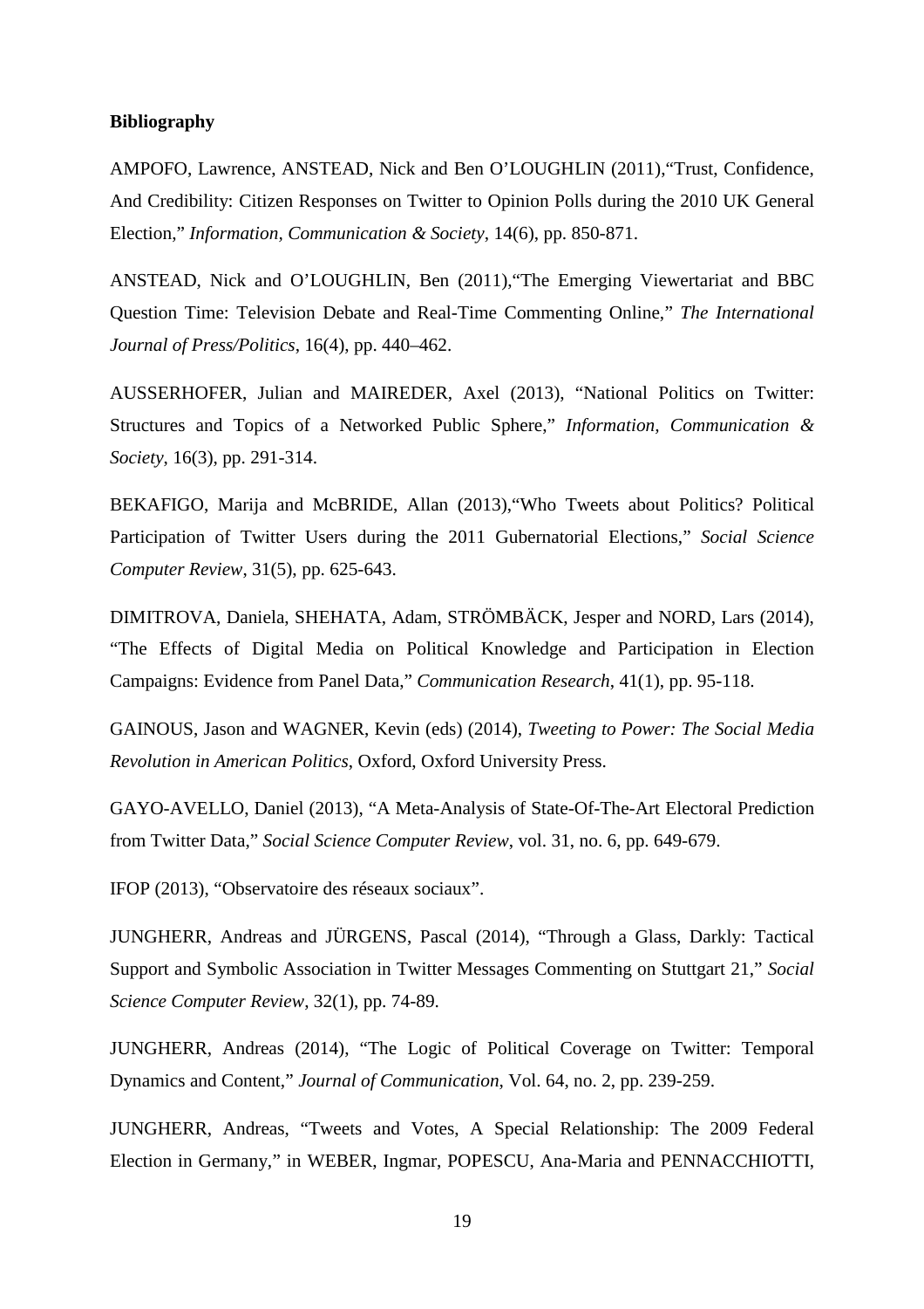**Bibliography**

AMPOFO, Lawrence, ANSTEAD, Nick and Ben O'LOUGHLIN (2011),"Trust, Confidence, And Credibility: Citizen Responses on Twitter to Opinion Polls during the 2010 UK General Election," *Information, Communication & Society*, 14(6), pp. 850-871.

ANSTEAD, Nick and O'LOUGHLIN, Ben (2011),"The Emerging Viewertariat and BBC Question Time: Television Debate and Real-Time Commenting Online," *The International Journal of Press/Politics*, 16(4), pp. 440–462.

AUSSERHOFER, Julian and MAIREDER, Axel (2013), "National Politics on Twitter: Structures and Topics of a Networked Public Sphere," *Information, Communication & Society*, 16(3), pp. 291-314.

BEKAFIGO, Marija and McBRIDE, Allan (2013),"Who Tweets about Politics? Political Participation of Twitter Users during the 2011 Gubernatorial Elections," *Social Science Computer Review*, 31(5), pp. 625-643.

DIMITROVA, Daniela, SHEHATA, Adam, STRÖMBÄCK, Jesper and NORD, Lars (2014), "The Effects of Digital Media on Political Knowledge and Participation in Election Campaigns: Evidence from Panel Data," *Communication Research*, 41(1), pp. 95-118.

GAINOUS, Jason and WAGNER, Kevin (eds) (2014), *Tweeting to Power: The Social Media Revolution in American Politics*, Oxford, Oxford University Press.

GAYO-AVELLO, Daniel (2013), "A Meta-Analysis of State-Of-The-Art Electoral Prediction from Twitter Data," *Social Science Computer Review*, vol. 31, no. 6, pp. 649-679.

IFOP (2013), "Observatoire des réseaux sociaux".

JUNGHERR, Andreas and JÜRGENS, Pascal (2014), "Through a Glass, Darkly: Tactical Support and Symbolic Association in Twitter Messages Commenting on Stuttgart 21," *Social Science Computer Review*, 32(1), pp. 74-89.

JUNGHERR, Andreas (2014), "The Logic of Political Coverage on Twitter: Temporal Dynamics and Content," *Journal of Communication*, Vol. 64, no. 2, pp. 239-259.

JUNGHERR, Andreas, "Tweets and Votes, A Special Relationship: The 2009 Federal Election in Germany," in WEBER, Ingmar, POPESCU, Ana-Maria and PENNACCHIOTTI,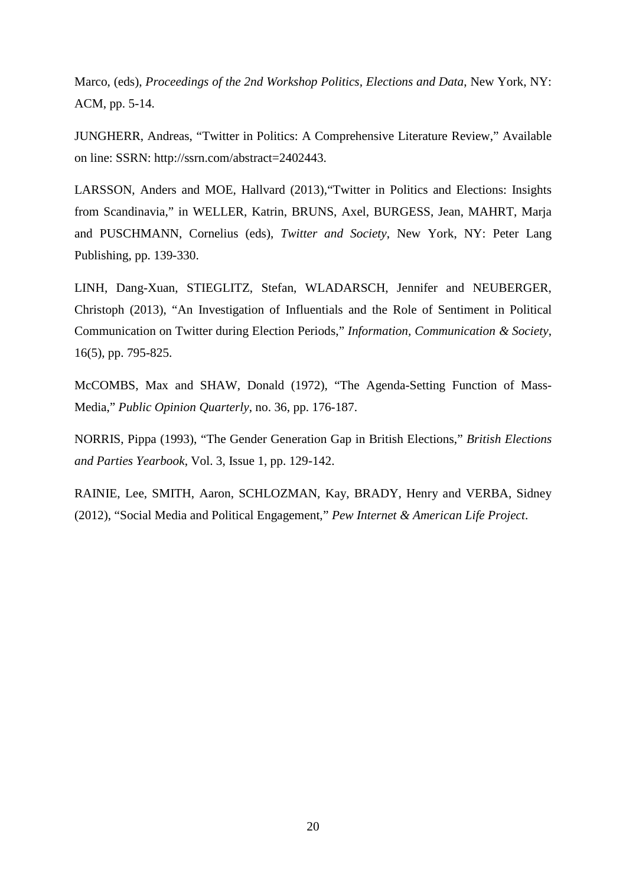Marco, (eds), *Proceedings of the 2nd Workshop Politics, Elections and Data*, New York, NY: ACM, pp. 5-14.

JUNGHERR, Andreas, "Twitter in Politics: A Comprehensive Literature Review," Available on line: SSRN: http://ssrn.com/abstract=2402443.

LARSSON, Anders and MOE, Hallvard (2013),"Twitter in Politics and Elections: Insights from Scandinavia," in WELLER, Katrin, BRUNS, Axel, BURGESS, Jean, MAHRT, Marja and PUSCHMANN, Cornelius (eds), *Twitter and Society*, New York, NY: Peter Lang Publishing, pp. 139-330.

LINH, Dang-Xuan, STIEGLITZ, Stefan, WLADARSCH, Jennifer and NEUBERGER, Christoph (2013), "An Investigation of Influentials and the Role of Sentiment in Political Communication on Twitter during Election Periods," *Information, Communication & Society*, 16(5), pp. 795-825.

McCOMBS, Max and SHAW, Donald (1972), "The Agenda-Setting Function of Mass-Media," *Public Opinion Quarterly*, no. 36, pp. 176-187.

NORRIS, Pippa (1993), "The Gender Generation Gap in British Elections," *British Elections and Parties Yearbook*, Vol. 3, Issue 1, pp. 129-142.

RAINIE, Lee, SMITH, Aaron, SCHLOZMAN, Kay, BRADY, Henry and VERBA, Sidney (2012), "Social Media and Political Engagement," *Pew Internet & American Life Project*.